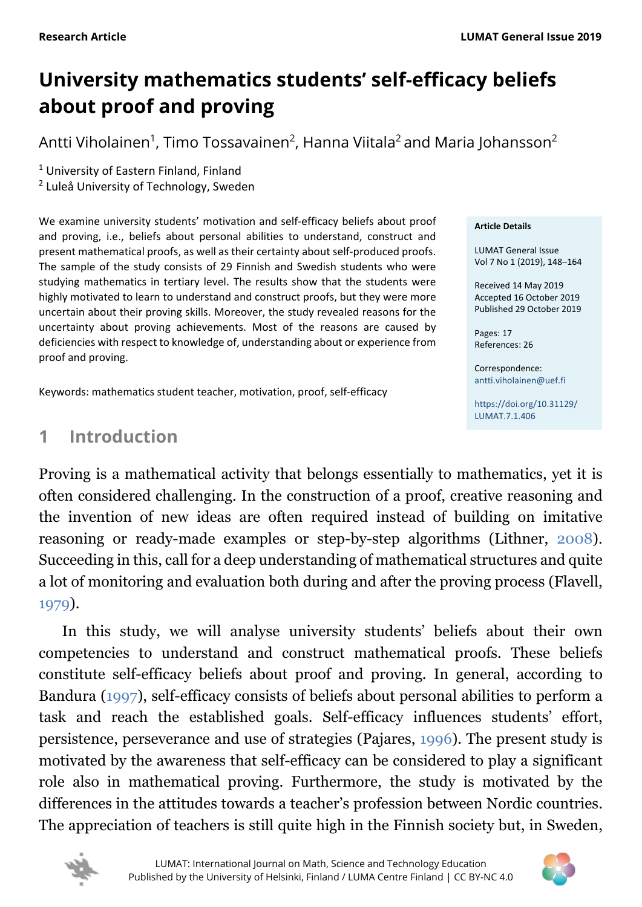Research Article

# University mathematics students' self-efficacy beliefs about proof and proving

Antti Viholainen[1], Timo Tossavainen[2], Hanna Viitala[2] and Maria Johansson[2]

[1] University of Eastern Finland, Finland
[2] Luleå University of Technology, Sweden

We examine university students' motivation and self-efficacy beliefs about proof and proving, i.e., beliefs about personal abilities to understand, construct and present mathematical proofs, as well as their certainty about self-produced proofs. The sample of the study consists of 29 Finnish and Swedish students who were studying mathematics in tertiary level. The results show that the students were highly motivated to learn to understand and construct proofs, but they were more uncertain about their proving skills. Moreover, the study revealed reasons for the uncertainty about proving achievements. Most of the reasons are caused by deficiencies with respect to knowledge of, understanding about or experience from proof and proving.

Keywords: mathematics student teacher, motivation, proof, self-efficacy

**Article Details**

LUMAT General Issue
Vol 7 No 1 (2019), 148–164

Received 14 May 2019
Accepted 16 October 2019
Published 29 October 2019

Pages: 17
References: 26

Correspondence:
antti.viholainen@uef.fi

https://doi.org/10.31129/LUMAT.7.1.406

## 1 Introduction

Proving is a mathematical activity that belongs essentially to mathematics, yet it is often considered challenging. In the construction of a proof, creative reasoning and the invention of new ideas are often required instead of building on imitative reasoning or ready-made examples or step-by-step algorithms (Lithner, 2008). Succeeding in this, call for a deep understanding of mathematical structures and quite a lot of monitoring and evaluation both during and after the proving process (Flavell, 1979).

In this study, we will analyse university students' beliefs about their own competencies to understand and construct mathematical proofs. These beliefs constitute self-efficacy beliefs about proof and proving. In general, according to Bandura (1997), self-efficacy consists of beliefs about personal abilities to perform a task and reach the established goals. Self-efficacy influences students' effort, persistence, perseverance and use of strategies (Pajares, 1996). The present study is motivated by the awareness that self-efficacy can be considered to play a significant role also in mathematical proving. Furthermore, the study is motivated by the differences in the attitudes towards a teacher's profession between Nordic countries. The appreciation of teachers is still quite high in the Finnish society but, in Sweden,

LUMAT: International Journal on Math, Science and Technology Education
Published by the University of Helsinki, Finland / LUMA Centre Finland | CC BY-NC 4.0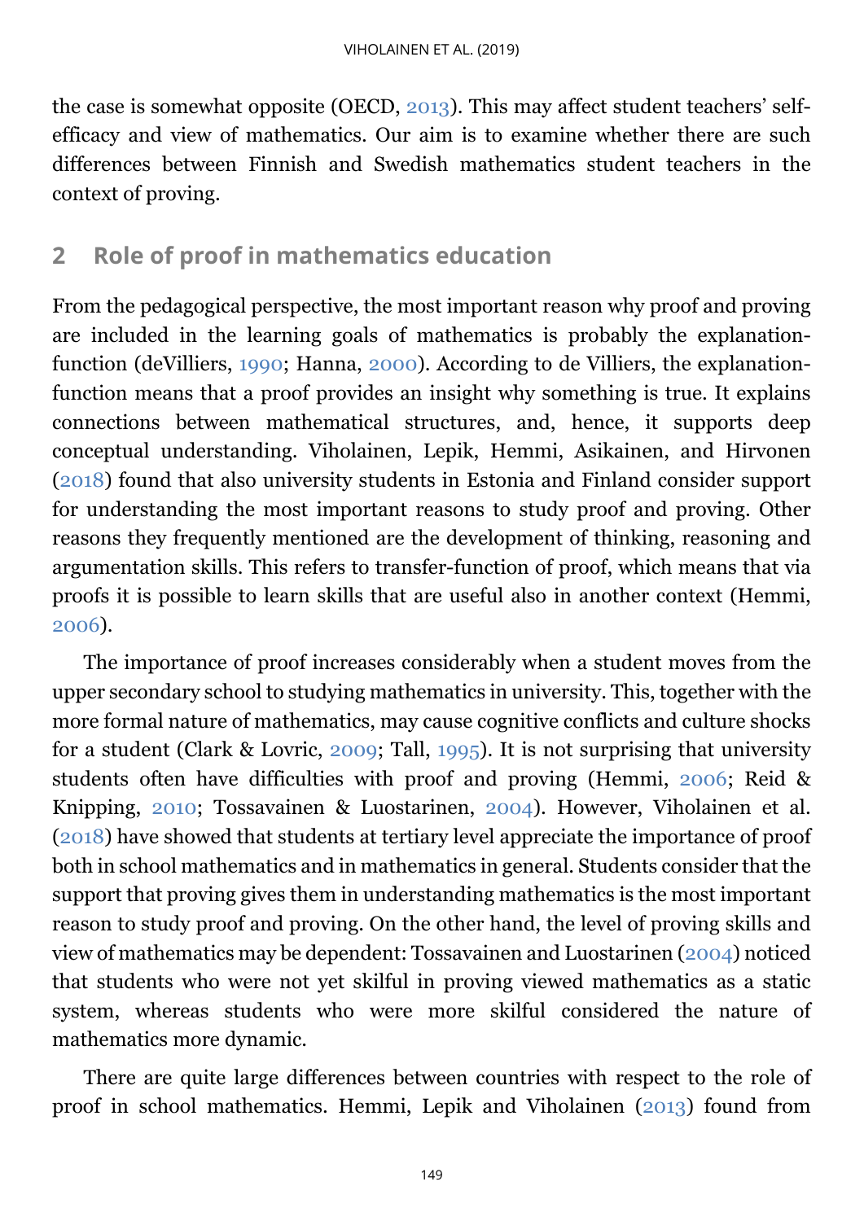the case is somewhat opposite (OECD, 2013). This may affect student teachers' self-efficacy and view of mathematics. Our aim is to examine whether there are such differences between Finnish and Swedish mathematics student teachers in the context of proving.

## 2 Role of proof in mathematics education

From the pedagogical perspective, the most important reason why proof and proving are included in the learning goals of mathematics is probably the explanation-function (deVilliers, 1990; Hanna, 2000). According to de Villiers, the explanation-function means that a proof provides an insight why something is true. It explains connections between mathematical structures, and, hence, it supports deep conceptual understanding. Viholainen, Lepik, Hemmi, Asikainen, and Hirvonen (2018) found that also university students in Estonia and Finland consider support for understanding the most important reasons to study proof and proving. Other reasons they frequently mentioned are the development of thinking, reasoning and argumentation skills. This refers to transfer-function of proof, which means that via proofs it is possible to learn skills that are useful also in another context (Hemmi, 2006).

The importance of proof increases considerably when a student moves from the upper secondary school to studying mathematics in university. This, together with the more formal nature of mathematics, may cause cognitive conflicts and culture shocks for a student (Clark & Lovric, 2009; Tall, 1995). It is not surprising that university students often have difficulties with proof and proving (Hemmi, 2006; Reid & Knipping, 2010; Tossavainen & Luostarinen, 2004). However, Viholainen et al. (2018) have showed that students at tertiary level appreciate the importance of proof both in school mathematics and in mathematics in general. Students consider that the support that proving gives them in understanding mathematics is the most important reason to study proof and proving. On the other hand, the level of proving skills and view of mathematics may be dependent: Tossavainen and Luostarinen (2004) noticed that students who were not yet skilful in proving viewed mathematics as a static system, whereas students who were more skilful considered the nature of mathematics more dynamic.

There are quite large differences between countries with respect to the role of proof in school mathematics. Hemmi, Lepik and Viholainen (2013) found from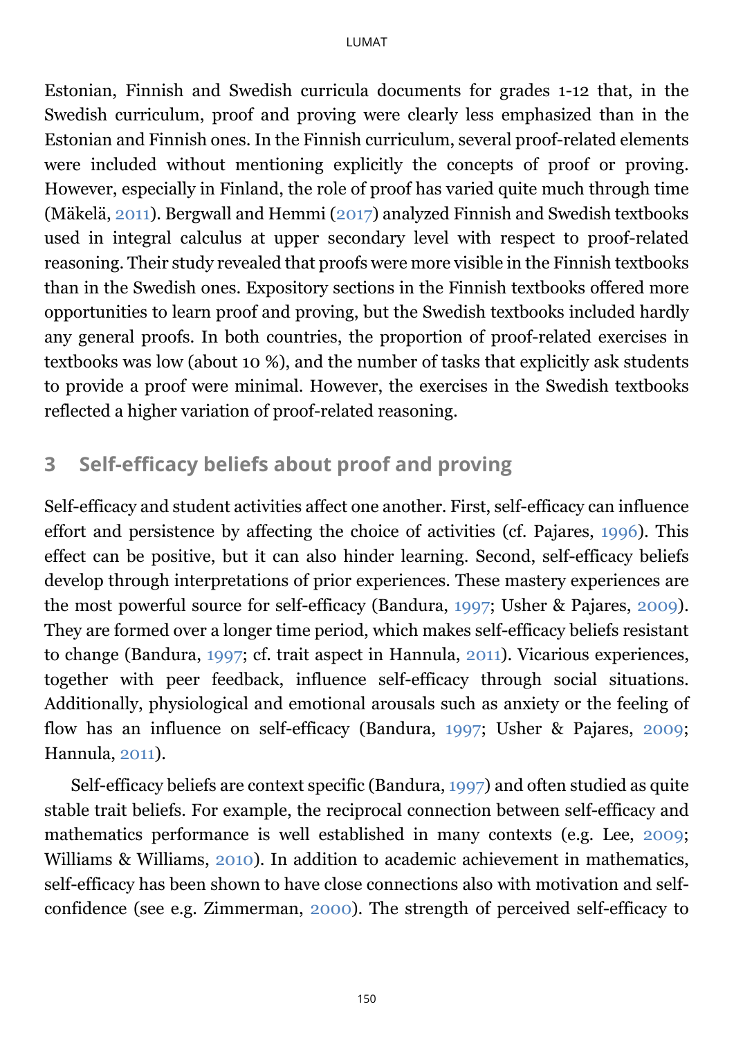Estonian, Finnish and Swedish curricula documents for grades 1-12 that, in the Swedish curriculum, proof and proving were clearly less emphasized than in the Estonian and Finnish ones. In the Finnish curriculum, several proof-related elements were included without mentioning explicitly the concepts of proof or proving. However, especially in Finland, the role of proof has varied quite much through time (Mäkelä, 2011). Bergwall and Hemmi (2017) analyzed Finnish and Swedish textbooks used in integral calculus at upper secondary level with respect to proof-related reasoning. Their study revealed that proofs were more visible in the Finnish textbooks than in the Swedish ones. Expository sections in the Finnish textbooks offered more opportunities to learn proof and proving, but the Swedish textbooks included hardly any general proofs. In both countries, the proportion of proof-related exercises in textbooks was low (about 10 %), and the number of tasks that explicitly ask students to provide a proof were minimal. However, the exercises in the Swedish textbooks reflected a higher variation of proof-related reasoning.

## 3 Self-efficacy beliefs about proof and proving

Self-efficacy and student activities affect one another. First, self-efficacy can influence effort and persistence by affecting the choice of activities (cf. Pajares, 1996). This effect can be positive, but it can also hinder learning. Second, self-efficacy beliefs develop through interpretations of prior experiences. These mastery experiences are the most powerful source for self-efficacy (Bandura, 1997; Usher & Pajares, 2009). They are formed over a longer time period, which makes self-efficacy beliefs resistant to change (Bandura, 1997; cf. trait aspect in Hannula, 2011). Vicarious experiences, together with peer feedback, influence self-efficacy through social situations. Additionally, physiological and emotional arousals such as anxiety or the feeling of flow has an influence on self-efficacy (Bandura, 1997; Usher & Pajares, 2009; Hannula, 2011).

Self-efficacy beliefs are context specific (Bandura, 1997) and often studied as quite stable trait beliefs. For example, the reciprocal connection between self-efficacy and mathematics performance is well established in many contexts (e.g. Lee, 2009; Williams & Williams, 2010). In addition to academic achievement in mathematics, self-efficacy has been shown to have close connections also with motivation and self-confidence (see e.g. Zimmerman, 2000). The strength of perceived self-efficacy to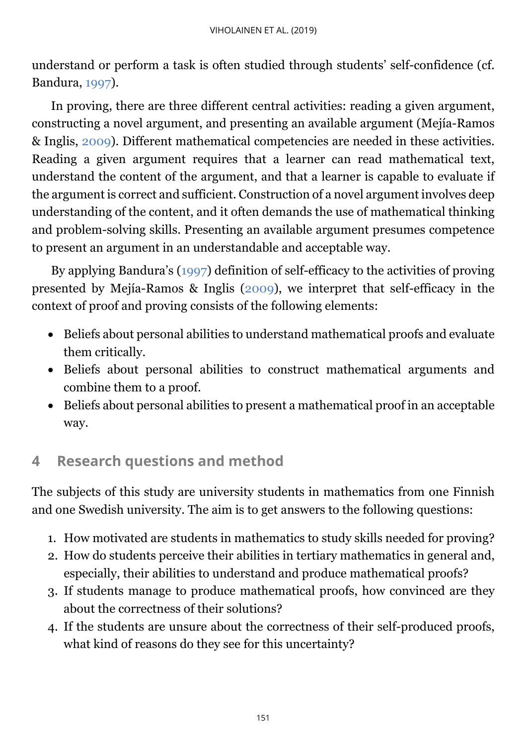understand or perform a task is often studied through students' self-confidence (cf. Bandura, 1997).

In proving, there are three different central activities: reading a given argument, constructing a novel argument, and presenting an available argument (Mejía-Ramos & Inglis, 2009). Different mathematical competencies are needed in these activities. Reading a given argument requires that a learner can read mathematical text, understand the content of the argument, and that a learner is capable to evaluate if the argument is correct and sufficient. Construction of a novel argument involves deep understanding of the content, and it often demands the use of mathematical thinking and problem-solving skills. Presenting an available argument presumes competence to present an argument in an understandable and acceptable way.

By applying Bandura's (1997) definition of self-efficacy to the activities of proving presented by Mejía-Ramos & Inglis (2009), we interpret that self-efficacy in the context of proof and proving consists of the following elements:

- Beliefs about personal abilities to understand mathematical proofs and evaluate them critically.
- Beliefs about personal abilities to construct mathematical arguments and combine them to a proof.
- Beliefs about personal abilities to present a mathematical proof in an acceptable way.

## 4 Research questions and method

The subjects of this study are university students in mathematics from one Finnish and one Swedish university. The aim is to get answers to the following questions:

1. How motivated are students in mathematics to study skills needed for proving?
2. How do students perceive their abilities in tertiary mathematics in general and, especially, their abilities to understand and produce mathematical proofs?
3. If students manage to produce mathematical proofs, how convinced are they about the correctness of their solutions?
4. If the students are unsure about the correctness of their self-produced proofs, what kind of reasons do they see for this uncertainty?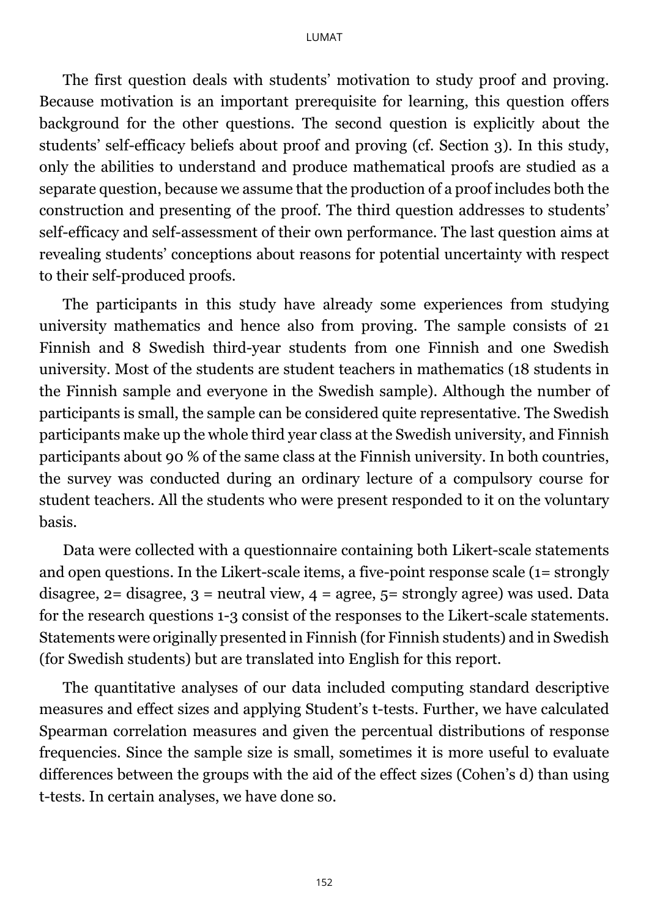The first question deals with students' motivation to study proof and proving. Because motivation is an important prerequisite for learning, this question offers background for the other questions. The second question is explicitly about the students' self-efficacy beliefs about proof and proving (cf. Section 3). In this study, only the abilities to understand and produce mathematical proofs are studied as a separate question, because we assume that the production of a proof includes both the construction and presenting of the proof. The third question addresses to students' self-efficacy and self-assessment of their own performance. The last question aims at revealing students' conceptions about reasons for potential uncertainty with respect to their self-produced proofs.

The participants in this study have already some experiences from studying university mathematics and hence also from proving. The sample consists of 21 Finnish and 8 Swedish third-year students from one Finnish and one Swedish university. Most of the students are student teachers in mathematics (18 students in the Finnish sample and everyone in the Swedish sample). Although the number of participants is small, the sample can be considered quite representative. The Swedish participants make up the whole third year class at the Swedish university, and Finnish participants about 90 % of the same class at the Finnish university. In both countries, the survey was conducted during an ordinary lecture of a compulsory course for student teachers. All the students who were present responded to it on the voluntary basis.

Data were collected with a questionnaire containing both Likert-scale statements and open questions. In the Likert-scale items, a five-point response scale (1= strongly disagree, 2= disagree, 3 = neutral view, 4 = agree, 5= strongly agree) was used. Data for the research questions 1-3 consist of the responses to the Likert-scale statements. Statements were originally presented in Finnish (for Finnish students) and in Swedish (for Swedish students) but are translated into English for this report.

The quantitative analyses of our data included computing standard descriptive measures and effect sizes and applying Student's t-tests. Further, we have calculated Spearman correlation measures and given the percentual distributions of response frequencies. Since the sample size is small, sometimes it is more useful to evaluate differences between the groups with the aid of the effect sizes (Cohen's d) than using t-tests. In certain analyses, we have done so.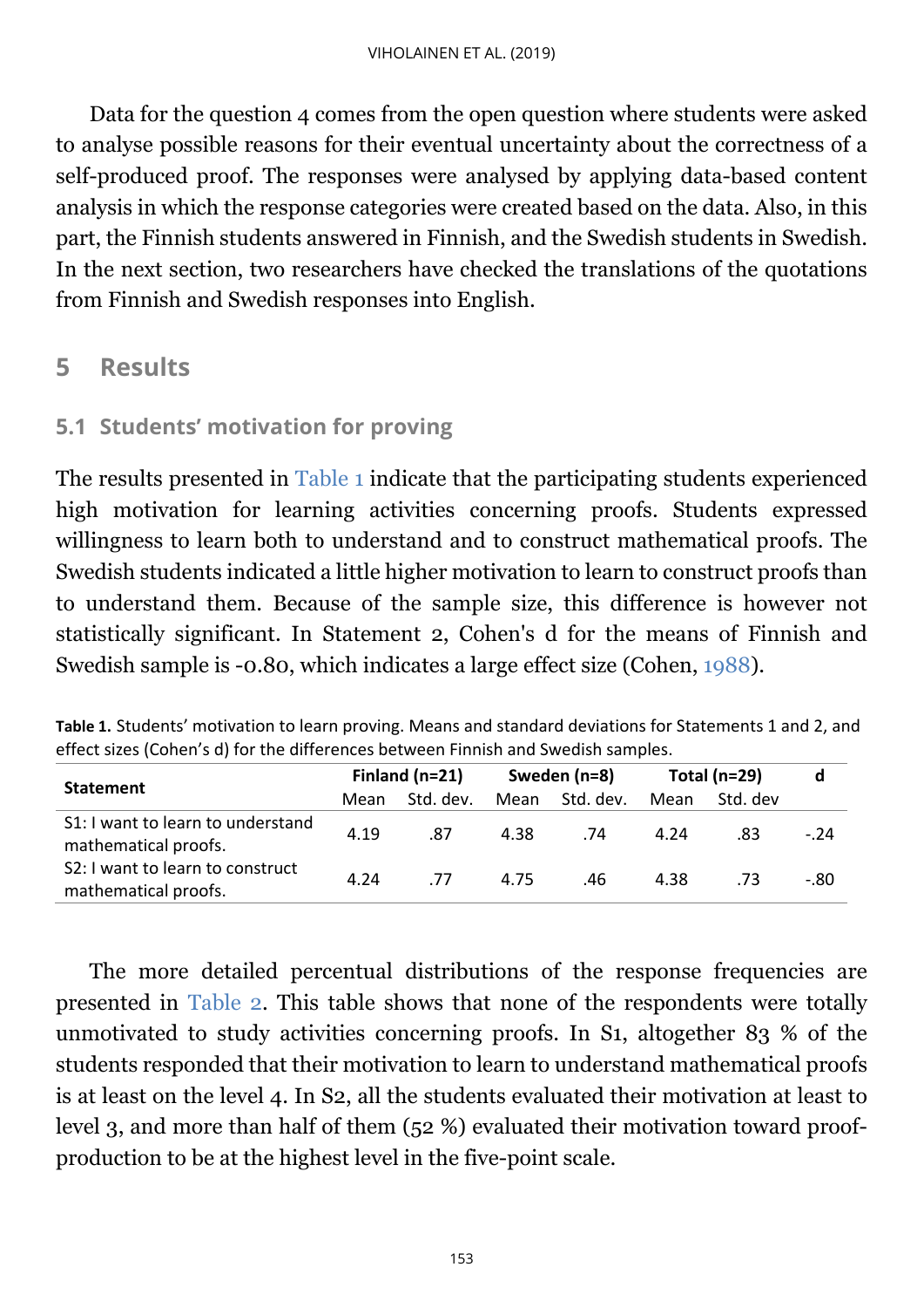Data for the question 4 comes from the open question where students were asked to analyse possible reasons for their eventual uncertainty about the correctness of a self-produced proof. The responses were analysed by applying data-based content analysis in which the response categories were created based on the data. Also, in this part, the Finnish students answered in Finnish, and the Swedish students in Swedish. In the next section, two researchers have checked the translations of the quotations from Finnish and Swedish responses into English.

## 5 Results

### 5.1 Students' motivation for proving

The results presented in Table 1 indicate that the participating students experienced high motivation for learning activities concerning proofs. Students expressed willingness to learn both to understand and to construct mathematical proofs. The Swedish students indicated a little higher motivation to learn to construct proofs than to understand them. Because of the sample size, this difference is however not statistically significant. In Statement 2, Cohen's d for the means of Finnish and Swedish sample is -0.80, which indicates a large effect size (Cohen, 1988).

**Table 1.** Students' motivation to learn proving. Means and standard deviations for Statements 1 and 2, and effect sizes (Cohen's d) for the differences between Finnish and Swedish samples.

| Statement | Finland (n=21) | | Sweden (n=8) | | Total (n=29) | | d |
|---|---|---|---|---|---|---|---|
| | Mean | Std. dev. | Mean | Std. dev. | Mean | Std. dev | |
| S1: I want to learn to understand mathematical proofs. | 4.19 | .87 | 4.38 | .74 | 4.24 | .83 | -.24 |
| S2: I want to learn to construct mathematical proofs. | 4.24 | .77 | 4.75 | .46 | 4.38 | .73 | -.80 |

The more detailed percentual distributions of the response frequencies are presented in Table 2. This table shows that none of the respondents were totally unmotivated to study activities concerning proofs. In S1, altogether 83 % of the students responded that their motivation to learn to understand mathematical proofs is at least on the level 4. In S2, all the students evaluated their motivation at least to level 3, and more than half of them (52 %) evaluated their motivation toward proof-production to be at the highest level in the five-point scale.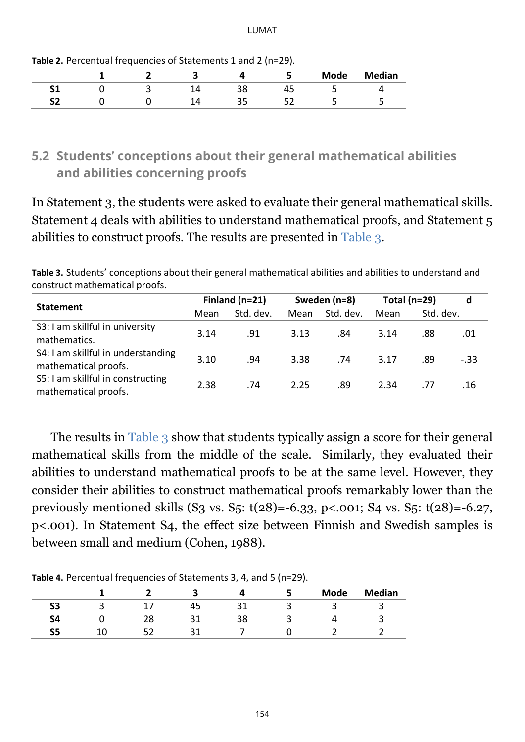**Table 2.** Percentual frequencies of Statements 1 and 2 (n=29).

| | 1 | 2 | 3 | 4 | 5 | Mode | Median |
|---|---|---|---|---|---|---|---|
| **S1** | 0 | 3 | 14 | 38 | 45 | 5 | 4 |
| **S2** | 0 | 0 | 14 | 35 | 52 | 5 | 5 |

## 5.2 Students' conceptions about their general mathematical abilities and abilities concerning proofs

In Statement 3, the students were asked to evaluate their general mathematical skills. Statement 4 deals with abilities to understand mathematical proofs, and Statement 5 abilities to construct proofs. The results are presented in Table 3.

**Table 3.** Students' conceptions about their general mathematical abilities and abilities to understand and construct mathematical proofs.

| Statement | Finland (n=21) | | Sweden (n=8) | | Total (n=29) | | d |
|---|---|---|---|---|---|---|---|
| | Mean | Std. dev. | Mean | Std. dev. | Mean | Std. dev. | |
| S3: I am skillful in university mathematics. | 3.14 | .91 | 3.13 | .84 | 3.14 | .88 | .01 |
| S4: I am skillful in understanding mathematical proofs. | 3.10 | .94 | 3.38 | .74 | 3.17 | .89 | -.33 |
| S5: I am skillful in constructing mathematical proofs. | 2.38 | .74 | 2.25 | .89 | 2.34 | .77 | .16 |

The results in Table 3 show that students typically assign a score for their general mathematical skills from the middle of the scale. Similarly, they evaluated their abilities to understand mathematical proofs to be at the same level. However, they consider their abilities to construct mathematical proofs remarkably lower than the previously mentioned skills (S3 vs. S5: $t(28)=-6.33$, $p<.001$; S4 vs. S5: $t(28)=-6.27$, $p<.001$). In Statement S4, the effect size between Finnish and Swedish samples is between small and medium (Cohen, 1988).

**Table 4.** Percentual frequencies of Statements 3, 4, and 5 (n=29).

| | 1 | 2 | 3 | 4 | 5 | Mode | Median |
|---|---|---|---|---|---|---|---|
| **S3** | 3 | 17 | 45 | 31 | 3 | 3 | 3 |
| **S4** | 0 | 28 | 31 | 38 | 3 | 4 | 3 |
| **S5** | 10 | 52 | 31 | 7 | 0 | 2 | 2 |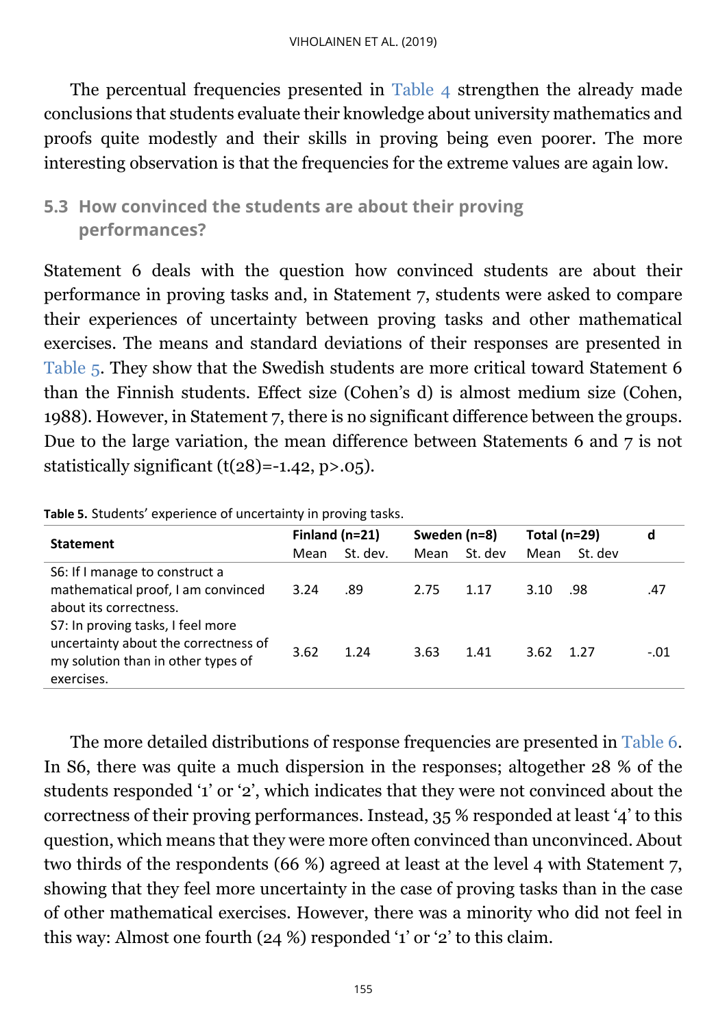The percentual frequencies presented in Table 4 strengthen the already made conclusions that students evaluate their knowledge about university mathematics and proofs quite modestly and their skills in proving being even poorer. The more interesting observation is that the frequencies for the extreme values are again low.

## 5.3 How convinced the students are about their proving performances?

Statement 6 deals with the question how convinced students are about their performance in proving tasks and, in Statement 7, students were asked to compare their experiences of uncertainty between proving tasks and other mathematical exercises. The means and standard deviations of their responses are presented in Table 5. They show that the Swedish students are more critical toward Statement 6 than the Finnish students. Effect size (Cohen's d) is almost medium size (Cohen, 1988). However, in Statement 7, there is no significant difference between the groups. Due to the large variation, the mean difference between Statements 6 and 7 is not statistically significant ($t(28)=-1.42$, $p>.05$).

**Table 5.** Students' experience of uncertainty in proving tasks.

| Statement | Finland (n=21) | | Sweden (n=8) | | Total (n=29) | | d |
|---|---|---|---|---|---|---|---|
| | Mean | St. dev. | Mean | St. dev | Mean | St. dev | |
| S6: If I manage to construct a mathematical proof, I am convinced about its correctness. | 3.24 | .89 | 2.75 | 1.17 | 3.10 | .98 | .47 |
| S7: In proving tasks, I feel more uncertainty about the correctness of my solution than in other types of exercises. | 3.62 | 1.24 | 3.63 | 1.41 | 3.62 | 1.27 | -.01 |

The more detailed distributions of response frequencies are presented in Table 6. In S6, there was quite a much dispersion in the responses; altogether 28 % of the students responded '1' or '2', which indicates that they were not convinced about the correctness of their proving performances. Instead, 35 % responded at least '4' to this question, which means that they were more often convinced than unconvinced. About two thirds of the respondents (66 %) agreed at least at the level 4 with Statement 7, showing that they feel more uncertainty in the case of proving tasks than in the case of other mathematical exercises. However, there was a minority who did not feel in this way: Almost one fourth (24 %) responded '1' or '2' to this claim.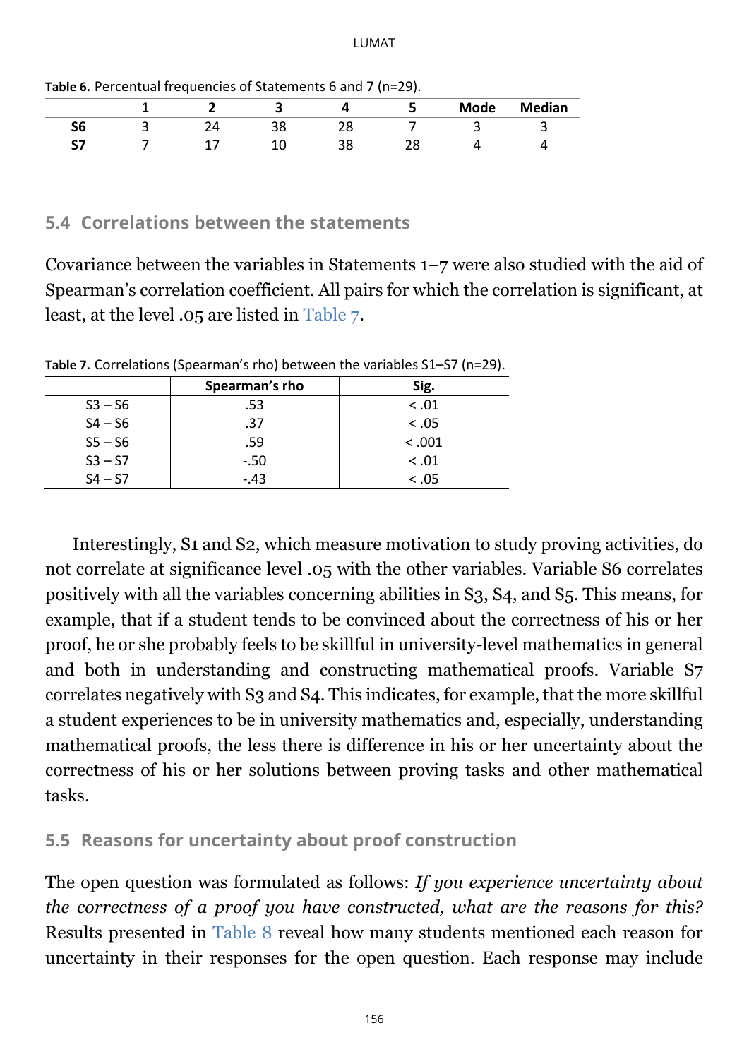**Table 6.** Percentual frequencies of Statements 6 and 7 (n=29).

| | 1 | 2 | 3 | 4 | 5 | Mode | Median |
|---|---|---|---|---|---|---|---|
| **S6** | 3 | 24 | 38 | 28 | 7 | 3 | 3 |
| **S7** | 7 | 17 | 10 | 38 | 28 | 4 | 4 |

## 5.4 Correlations between the statements

Covariance between the variables in Statements 1–7 were also studied with the aid of Spearman's correlation coefficient. All pairs for which the correlation is significant, at least, at the level .05 are listed in Table 7.

**Table 7.** Correlations (Spearman's rho) between the variables S1–S7 (n=29).

| | Spearman's rho | Sig. |
|---|---|---|
| S3 – S6 | .53 | < .01 |
| S4 – S6 | .37 | < .05 |
| S5 – S6 | .59 | < .001 |
| S3 – S7 | -.50 | < .01 |
| S4 – S7 | -.43 | < .05 |

Interestingly, S1 and S2, which measure motivation to study proving activities, do not correlate at significance level .05 with the other variables. Variable S6 correlates positively with all the variables concerning abilities in S3, S4, and S5. This means, for example, that if a student tends to be convinced about the correctness of his or her proof, he or she probably feels to be skillful in university-level mathematics in general and both in understanding and constructing mathematical proofs. Variable S7 correlates negatively with S3 and S4. This indicates, for example, that the more skillful a student experiences to be in university mathematics and, especially, understanding mathematical proofs, the less there is difference in his or her uncertainty about the correctness of his or her solutions between proving tasks and other mathematical tasks.

## 5.5 Reasons for uncertainty about proof construction

The open question was formulated as follows: *If you experience uncertainty about the correctness of a proof you have constructed, what are the reasons for this?* Results presented in Table 8 reveal how many students mentioned each reason for uncertainty in their responses for the open question. Each response may include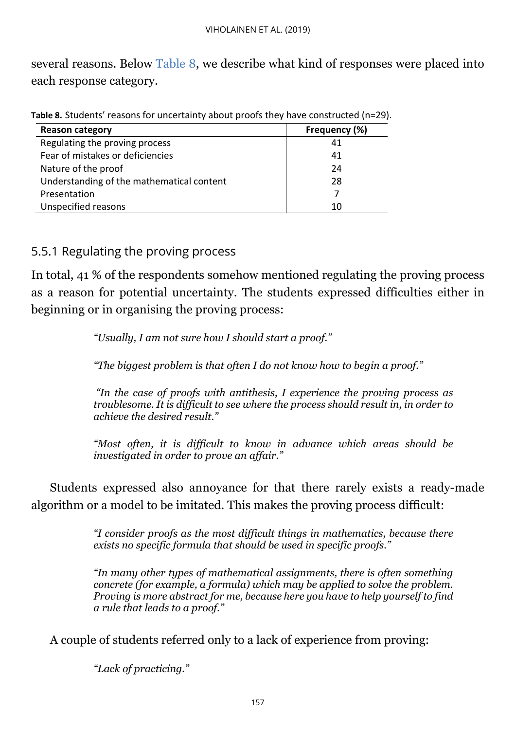several reasons. Below Table 8, we describe what kind of responses were placed into each response category.

**Table 8.** Students' reasons for uncertainty about proofs they have constructed (n=29).

| Reason category | Frequency (%) |
|---|---|
| Regulating the proving process | 41 |
| Fear of mistakes or deficiencies | 41 |
| Nature of the proof | 24 |
| Understanding of the mathematical content | 28 |
| Presentation | 7 |
| Unspecified reasons | 10 |

### 5.5.1 Regulating the proving process

In total, 41 % of the respondents somehow mentioned regulating the proving process as a reason for potential uncertainty. The students expressed difficulties either in beginning or in organising the proving process:

> *"Usually, I am not sure how I should start a proof."*

> *"The biggest problem is that often I do not know how to begin a proof."*

> *"In the case of proofs with antithesis, I experience the proving process as troublesome. It is difficult to see where the process should result in, in order to achieve the desired result."*

> *"Most often, it is difficult to know in advance which areas should be investigated in order to prove an affair."*

Students expressed also annoyance for that there rarely exists a ready-made algorithm or a model to be imitated. This makes the proving process difficult:

> *"I consider proofs as the most difficult things in mathematics, because there exists no specific formula that should be used in specific proofs."*

> *"In many other types of mathematical assignments, there is often something concrete (for example, a formula) which may be applied to solve the problem. Proving is more abstract for me, because here you have to help yourself to find a rule that leads to a proof."*

A couple of students referred only to a lack of experience from proving:

> *"Lack of practicing."*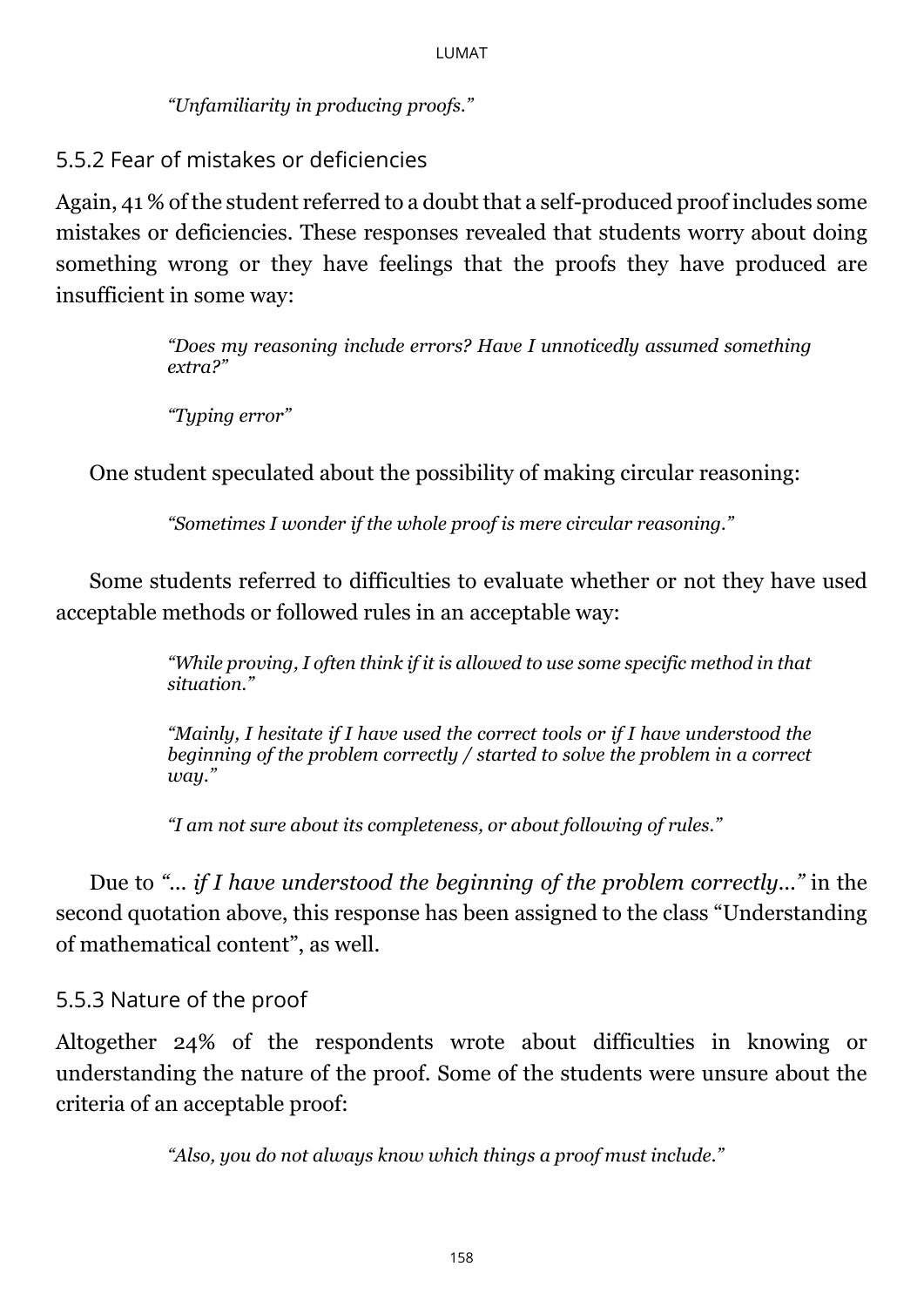> *“Unfamiliarity in producing proofs.”*

### 5.5.2 Fear of mistakes or deficiencies

Again, 41 % of the student referred to a doubt that a self-produced proof includes some mistakes or deficiencies. These responses revealed that students worry about doing something wrong or they have feelings that the proofs they have produced are insufficient in some way:

> *“Does my reasoning include errors? Have I unnoticedly assumed something extra?”*
>
> *“Typing error”*

One student speculated about the possibility of making circular reasoning:

> *“Sometimes I wonder if the whole proof is mere circular reasoning.”*

Some students referred to difficulties to evaluate whether or not they have used acceptable methods or followed rules in an acceptable way:

> *“While proving, I often think if it is allowed to use some specific method in that situation.”*
>
> *“Mainly, I hesitate if I have used the correct tools or if I have understood the beginning of the problem correctly / started to solve the problem in a correct way.”*
>
> *“I am not sure about its completeness, or about following of rules.”*

Due to *“... if I have understood the beginning of the problem correctly...”* in the second quotation above, this response has been assigned to the class “Understanding of mathematical content”, as well.

### 5.5.3 Nature of the proof

Altogether 24% of the respondents wrote about difficulties in knowing or understanding the nature of the proof. Some of the students were unsure about the criteria of an acceptable proof:

> *“Also, you do not always know which things a proof must include.”*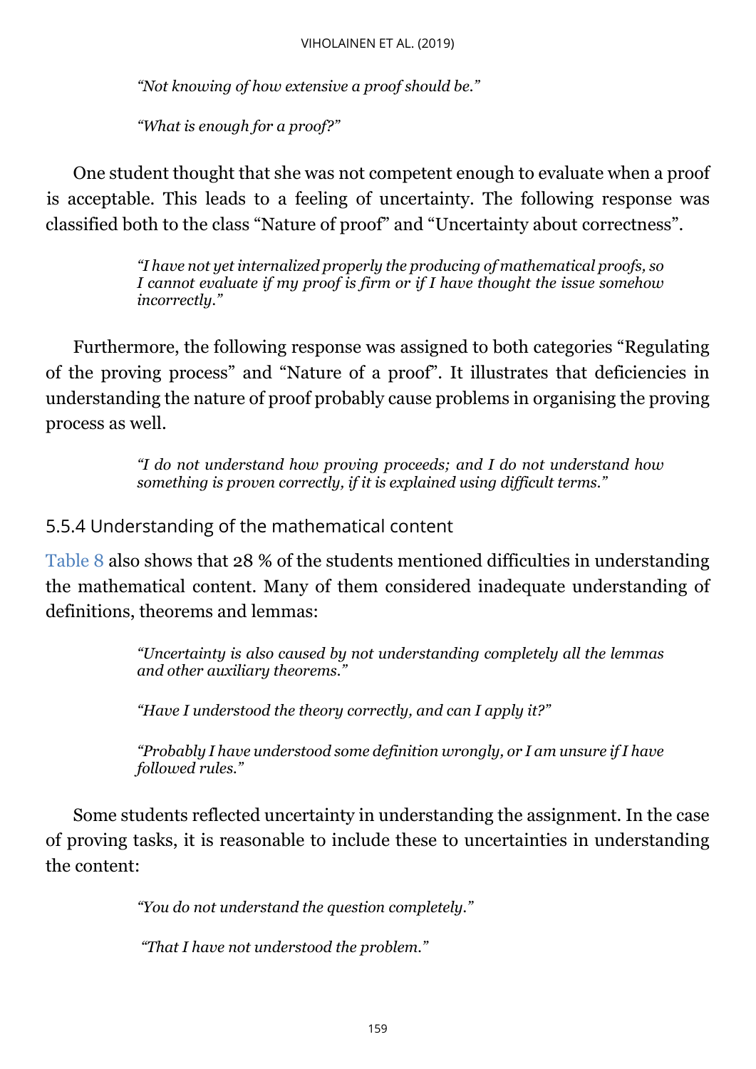*"Not knowing of how extensive a proof should be."*

*"What is enough for a proof?"*

One student thought that she was not competent enough to evaluate when a proof is acceptable. This leads to a feeling of uncertainty. The following response was classified both to the class "Nature of proof" and "Uncertainty about correctness".

> *"I have not yet internalized properly the producing of mathematical proofs, so I cannot evaluate if my proof is firm or if I have thought the issue somehow incorrectly."*

Furthermore, the following response was assigned to both categories "Regulating of the proving process" and "Nature of a proof". It illustrates that deficiencies in understanding the nature of proof probably cause problems in organising the proving process as well.

> *"I do not understand how proving proceeds; and I do not understand how something is proven correctly, if it is explained using difficult terms."*

### 5.5.4 Understanding of the mathematical content

Table 8 also shows that 28 % of the students mentioned difficulties in understanding the mathematical content. Many of them considered inadequate understanding of definitions, theorems and lemmas:

> *"Uncertainty is also caused by not understanding completely all the lemmas and other auxiliary theorems."*

> *"Have I understood the theory correctly, and can I apply it?"*

> *"Probably I have understood some definition wrongly, or I am unsure if I have followed rules."*

Some students reflected uncertainty in understanding the assignment. In the case of proving tasks, it is reasonable to include these to uncertainties in understanding the content:

> *"You do not understand the question completely."*

> *"That I have not understood the problem."*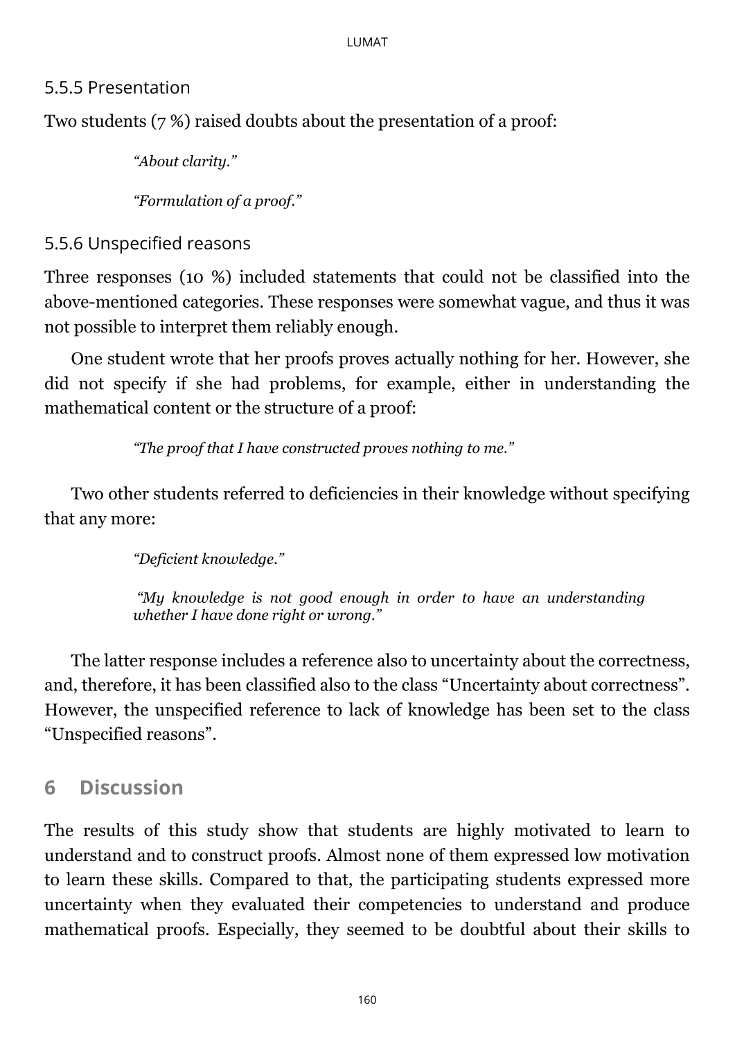### 5.5.5 Presentation

Two students (7 %) raised doubts about the presentation of a proof:

> *"About clarity."*
>
> *"Formulation of a proof."*

### 5.5.6 Unspecified reasons

Three responses (10 %) included statements that could not be classified into the above-mentioned categories. These responses were somewhat vague, and thus it was not possible to interpret them reliably enough.

One student wrote that her proofs proves actually nothing for her. However, she did not specify if she had problems, for example, either in understanding the mathematical content or the structure of a proof:

> *"The proof that I have constructed proves nothing to me."*

Two other students referred to deficiencies in their knowledge without specifying that any more:

> *"Deficient knowledge."*
>
> *"My knowledge is not good enough in order to have an understanding whether I have done right or wrong."*

The latter response includes a reference also to uncertainty about the correctness, and, therefore, it has been classified also to the class "Uncertainty about correctness". However, the unspecified reference to lack of knowledge has been set to the class "Unspecified reasons".

## 6 Discussion

The results of this study show that students are highly motivated to learn to understand and to construct proofs. Almost none of them expressed low motivation to learn these skills. Compared to that, the participating students expressed more uncertainty when they evaluated their competencies to understand and produce mathematical proofs. Especially, they seemed to be doubtful about their skills to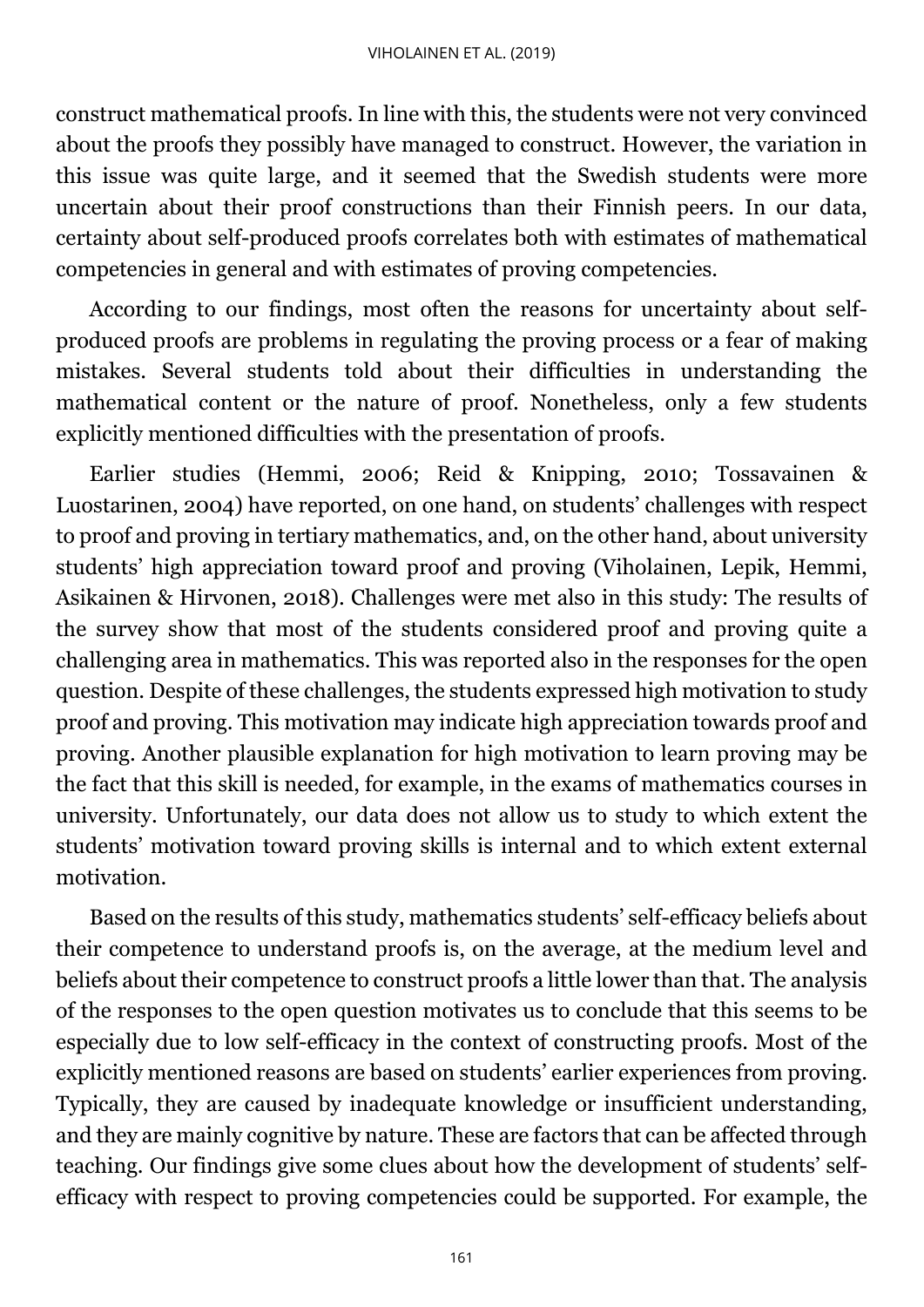construct mathematical proofs. In line with this, the students were not very convinced about the proofs they possibly have managed to construct. However, the variation in this issue was quite large, and it seemed that the Swedish students were more uncertain about their proof constructions than their Finnish peers. In our data, certainty about self-produced proofs correlates both with estimates of mathematical competencies in general and with estimates of proving competencies.

According to our findings, most often the reasons for uncertainty about self-produced proofs are problems in regulating the proving process or a fear of making mistakes. Several students told about their difficulties in understanding the mathematical content or the nature of proof. Nonetheless, only a few students explicitly mentioned difficulties with the presentation of proofs.

Earlier studies (Hemmi, 2006; Reid & Knipping, 2010; Tossavainen & Luostarinen, 2004) have reported, on one hand, on students' challenges with respect to proof and proving in tertiary mathematics, and, on the other hand, about university students' high appreciation toward proof and proving (Viholainen, Lepik, Hemmi, Asikainen & Hirvonen, 2018). Challenges were met also in this study: The results of the survey show that most of the students considered proof and proving quite a challenging area in mathematics. This was reported also in the responses for the open question. Despite of these challenges, the students expressed high motivation to study proof and proving. This motivation may indicate high appreciation towards proof and proving. Another plausible explanation for high motivation to learn proving may be the fact that this skill is needed, for example, in the exams of mathematics courses in university. Unfortunately, our data does not allow us to study to which extent the students' motivation toward proving skills is internal and to which extent external motivation.

Based on the results of this study, mathematics students' self-efficacy beliefs about their competence to understand proofs is, on the average, at the medium level and beliefs about their competence to construct proofs a little lower than that. The analysis of the responses to the open question motivates us to conclude that this seems to be especially due to low self-efficacy in the context of constructing proofs. Most of the explicitly mentioned reasons are based on students' earlier experiences from proving. Typically, they are caused by inadequate knowledge or insufficient understanding, and they are mainly cognitive by nature. These are factors that can be affected through teaching. Our findings give some clues about how the development of students' self-efficacy with respect to proving competencies could be supported. For example, the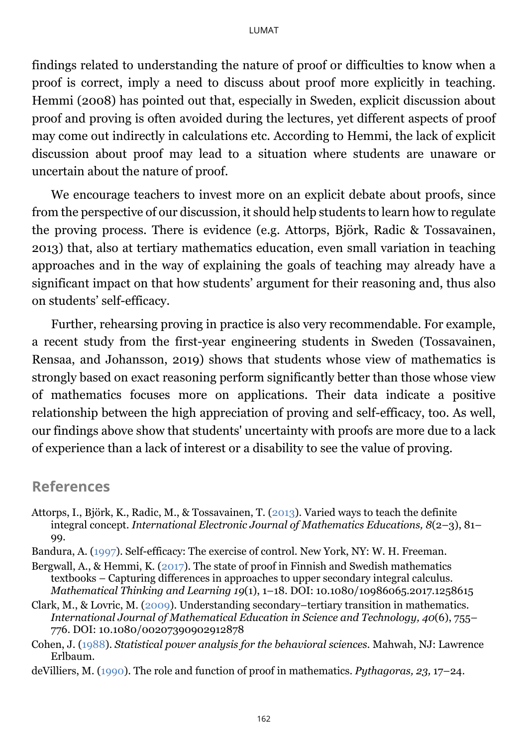findings related to understanding the nature of proof or difficulties to know when a proof is correct, imply a need to discuss about proof more explicitly in teaching. Hemmi (2008) has pointed out that, especially in Sweden, explicit discussion about proof and proving is often avoided during the lectures, yet different aspects of proof may come out indirectly in calculations etc. According to Hemmi, the lack of explicit discussion about proof may lead to a situation where students are unaware or uncertain about the nature of proof.

We encourage teachers to invest more on an explicit debate about proofs, since from the perspective of our discussion, it should help students to learn how to regulate the proving process. There is evidence (e.g. Attorps, Björk, Radic & Tossavainen, 2013) that, also at tertiary mathematics education, even small variation in teaching approaches and in the way of explaining the goals of teaching may already have a significant impact on that how students' argument for their reasoning and, thus also on students' self-efficacy.

Further, rehearsing proving in practice is also very recommendable. For example, a recent study from the first-year engineering students in Sweden (Tossavainen, Rensaa, and Johansson, 2019) shows that students whose view of mathematics is strongly based on exact reasoning perform significantly better than those whose view of mathematics focuses more on applications. Their data indicate a positive relationship between the high appreciation of proving and self-efficacy, too. As well, our findings above show that students' uncertainty with proofs are more due to a lack of experience than a lack of interest or a disability to see the value of proving.

## References

Attorps, I., Björk, K., Radic, M., & Tossavainen, T. (2013). Varied ways to teach the definite integral concept. *International Electronic Journal of Mathematics Educations, 8*(2–3), 81–99.

Bandura, A. (1997). Self-efficacy: The exercise of control. New York, NY: W. H. Freeman.

Bergwall, A., & Hemmi, K. (2017). The state of proof in Finnish and Swedish mathematics textbooks – Capturing differences in approaches to upper secondary integral calculus. *Mathematical Thinking and Learning 19*(1), 1–18. DOI: 10.1080/10986065.2017.1258615

Clark, M., & Lovric, M. (2009). Understanding secondary–tertiary transition in mathematics. *International Journal of Mathematical Education in Science and Technology, 40*(6), 755–776. DOI: 10.1080/00207390902912878

Cohen, J. (1988). *Statistical power analysis for the behavioral sciences.* Mahwah, NJ: Lawrence Erlbaum.

deVilliers, M. (1990). The role and function of proof in mathematics. *Pythagoras, 23,* 17–24.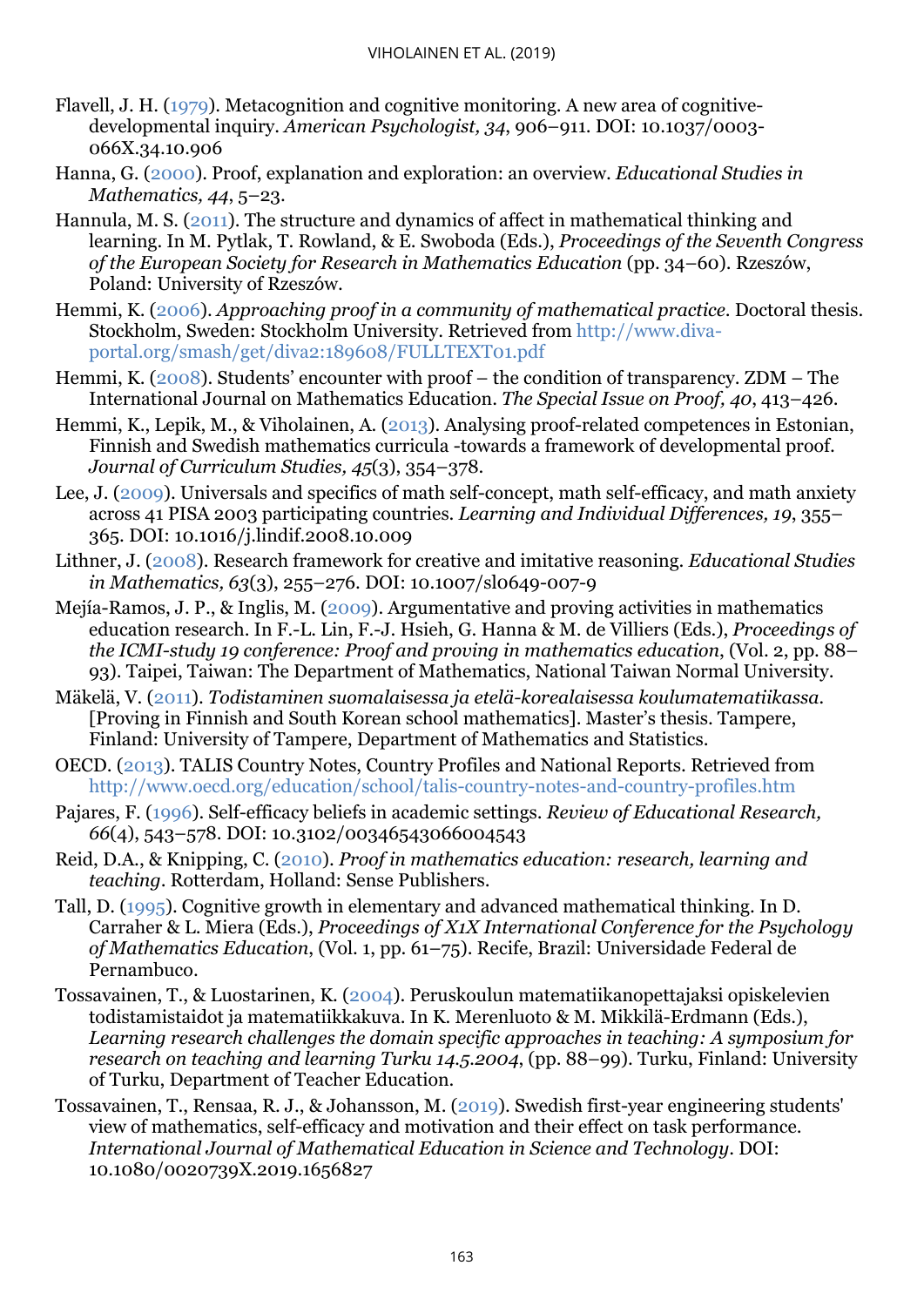Flavell, J. H. (1979). Metacognition and cognitive monitoring. A new area of cognitive-developmental inquiry. *American Psychologist, 34*, 906–911. DOI: 10.1037/0003-066X.34.10.906

Hanna, G. (2000). Proof, explanation and exploration: an overview. *Educational Studies in Mathematics, 44*, 5–23.

Hannula, M. S. (2011). The structure and dynamics of affect in mathematical thinking and learning. In M. Pytlak, T. Rowland, & E. Swoboda (Eds.), *Proceedings of the Seventh Congress of the European Society for Research in Mathematics Education* (pp. 34–60). Rzeszów, Poland: University of Rzeszów.

Hemmi, K. (2006). *Approaching proof in a community of mathematical practice*. Doctoral thesis. Stockholm, Sweden: Stockholm University. Retrieved from http://www.diva-portal.org/smash/get/diva2:189608/FULLTEXT01.pdf

Hemmi, K. (2008). Students' encounter with proof – the condition of transparency. ZDM – The International Journal on Mathematics Education. *The Special Issue on Proof, 40*, 413–426.

Hemmi, K., Lepik, M., & Viholainen, A. (2013). Analysing proof-related competences in Estonian, Finnish and Swedish mathematics curricula -towards a framework of developmental proof. *Journal of Curriculum Studies, 45*(3), 354–378.

Lee, J. (2009). Universals and specifics of math self-concept, math self-efficacy, and math anxiety across 41 PISA 2003 participating countries. *Learning and Individual Differences, 19*, 355–365. DOI: 10.1016/j.lindif.2008.10.009

Lithner, J. (2008). Research framework for creative and imitative reasoning. *Educational Studies in Mathematics, 63*(3), 255–276. DOI: 10.1007/sl0649-007-9

Mejía-Ramos, J. P., & Inglis, M. (2009). Argumentative and proving activities in mathematics education research. In F.-L. Lin, F.-J. Hsieh, G. Hanna & M. de Villiers (Eds.), *Proceedings of the ICMI-study 19 conference: Proof and proving in mathematics education*, (Vol. 2, pp. 88–93). Taipei, Taiwan: The Department of Mathematics, National Taiwan Normal University.

Mäkelä, V. (2011). *Todistaminen suomalaisessa ja etelä-korealaisessa koulumatematiikassa*. [Proving in Finnish and South Korean school mathematics]. Master's thesis. Tampere, Finland: University of Tampere, Department of Mathematics and Statistics.

OECD. (2013). TALIS Country Notes, Country Profiles and National Reports. Retrieved from http://www.oecd.org/education/school/talis-country-notes-and-country-profiles.htm

Pajares, F. (1996). Self-efficacy beliefs in academic settings. *Review of Educational Research, 66*(4), 543–578. DOI: 10.3102/00346543066004543

Reid, D.A., & Knipping, C. (2010). *Proof in mathematics education: research, learning and teaching*. Rotterdam, Holland: Sense Publishers.

Tall, D. (1995). Cognitive growth in elementary and advanced mathematical thinking. In D. Carraher & L. Miera (Eds.), *Proceedings of X1X International Conference for the Psychology of Mathematics Education*, (Vol. 1, pp. 61–75). Recife, Brazil: Universidade Federal de Pernambuco.

Tossavainen, T., & Luostarinen, K. (2004). Peruskoulun matematiikanopettajaksi opiskelevien todistamistaidot ja matematiikkakuva. In K. Merenluoto & M. Mikkilä-Erdmann (Eds.), *Learning research challenges the domain specific approaches in teaching: A symposium for research on teaching and learning Turku 14.5.2004*, (pp. 88–99). Turku, Finland: University of Turku, Department of Teacher Education.

Tossavainen, T., Rensaa, R. J., & Johansson, M. (2019). Swedish first-year engineering students' view of mathematics, self-efficacy and motivation and their effect on task performance. *International Journal of Mathematical Education in Science and Technology*. DOI: 10.1080/0020739X.2019.1656827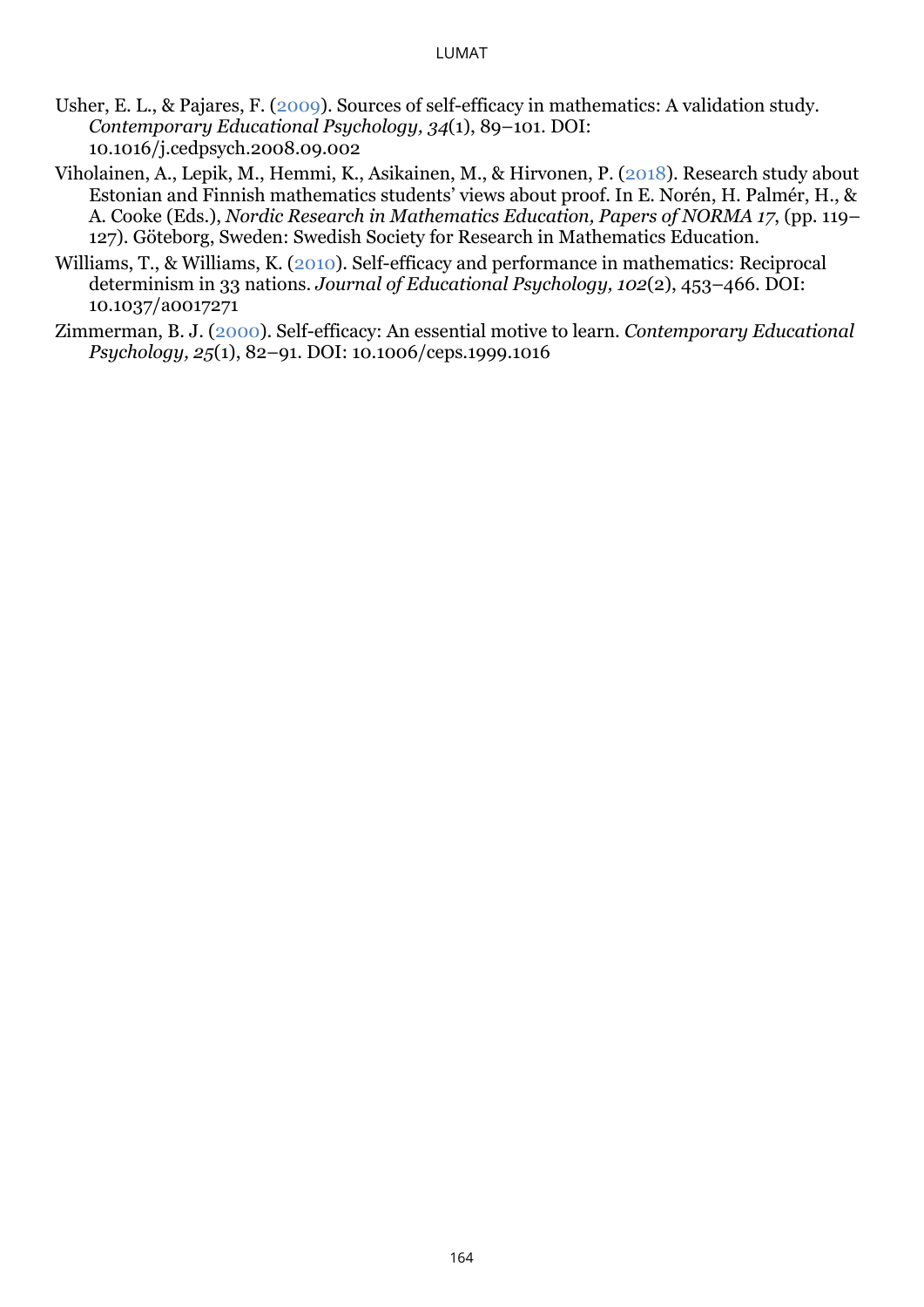Usher, E. L., & Pajares, F. (2009). Sources of self-efficacy in mathematics: A validation study. *Contemporary Educational Psychology, 34*(1), 89–101. DOI: 10.1016/j.cedpsych.2008.09.002

Viholainen, A., Lepik, M., Hemmi, K., Asikainen, M., & Hirvonen, P. (2018). Research study about Estonian and Finnish mathematics students' views about proof. In E. Norén, H. Palmér, H., & A. Cooke (Eds.), *Nordic Research in Mathematics Education, Papers of NORMA 17*, (pp. 119–127). Göteborg, Sweden: Swedish Society for Research in Mathematics Education.

Williams, T., & Williams, K. (2010). Self-efficacy and performance in mathematics: Reciprocal determinism in 33 nations. *Journal of Educational Psychology, 102*(2), 453–466. DOI: 10.1037/a0017271

Zimmerman, B. J. (2000). Self-efficacy: An essential motive to learn. *Contemporary Educational Psychology, 25*(1), 82–91. DOI: 10.1006/ceps.1999.1016